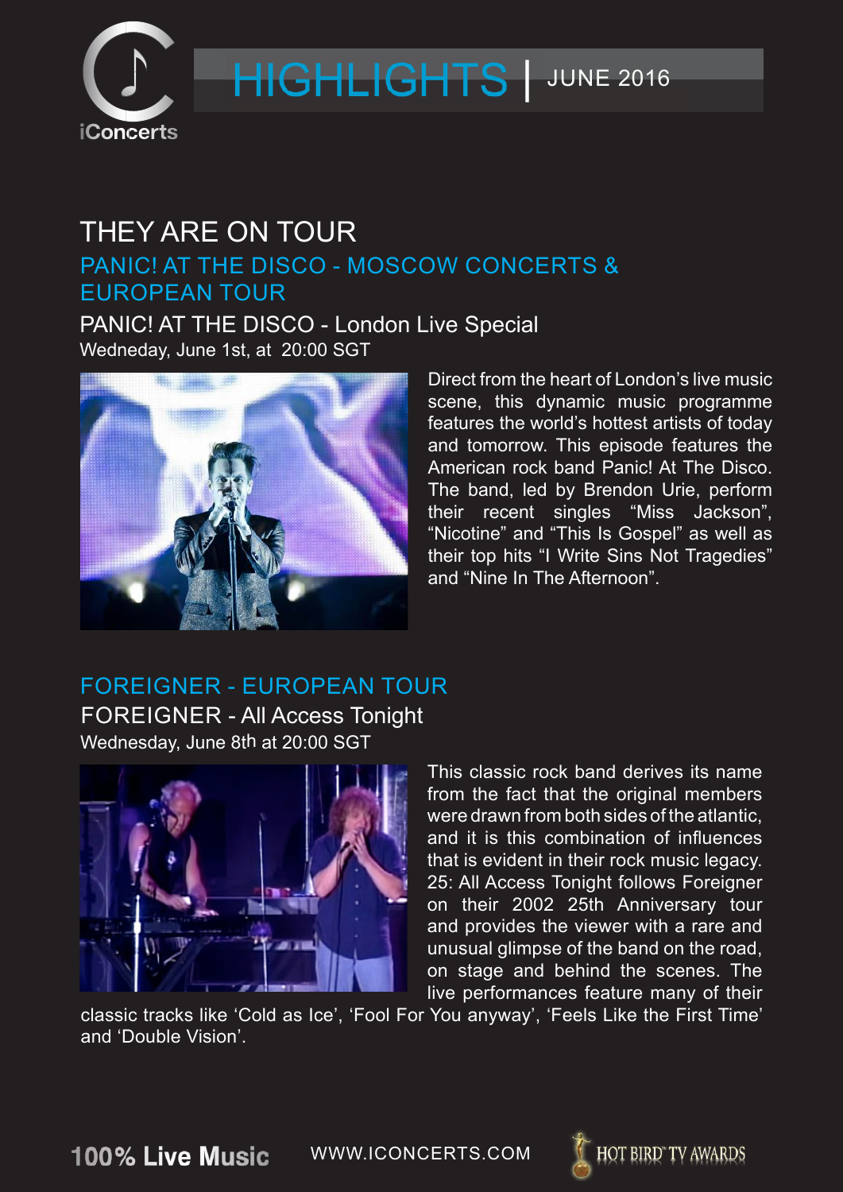# HIGHLIGHTS | JUNE 2016

## THEY ARE ON TOUR

### PANIC! AT THE DISCO - MOSCOW CONCERTS & EUROPEAN TOUR

**PANIC! AT THE DISCO - London Live Special**

Wedneday, June 1st, at 20:00 SGT

Direct from the heart of London's live music scene, this dynamic music programme features the world's hottest artists of today and tomorrow. This episode features the American rock band Panic! At The Disco. The band, led by Brendon Urie, perform their recent singles "Miss Jackson", "Nicotine" and "This Is Gospel" as well as their top hits "I Write Sins Not Tragedies" and "Nine In The Afternoon".

### FOREIGNER - EUROPEAN TOUR

**FOREIGNER - All Access Tonight**

Wednesday, June 8th at 20:00 SGT

This classic rock band derives its name from the fact that the original members were drawn from both sides of the atlantic, and it is this combination of influences that is evident in their rock music legacy. 25: All Access Tonight follows Foreigner on their 2002 25th Anniversary tour and provides the viewer with a rare and unusual glimpse of the band on the road, on stage and behind the scenes. The live performances feature many of their classic tracks like 'Cold as Ice', 'Fool For You anyway', 'Feels Like the First Time' and 'Double Vision'.

100% Live Music WWW.ICONCERTS.COM HOT BIRD TV AWARDS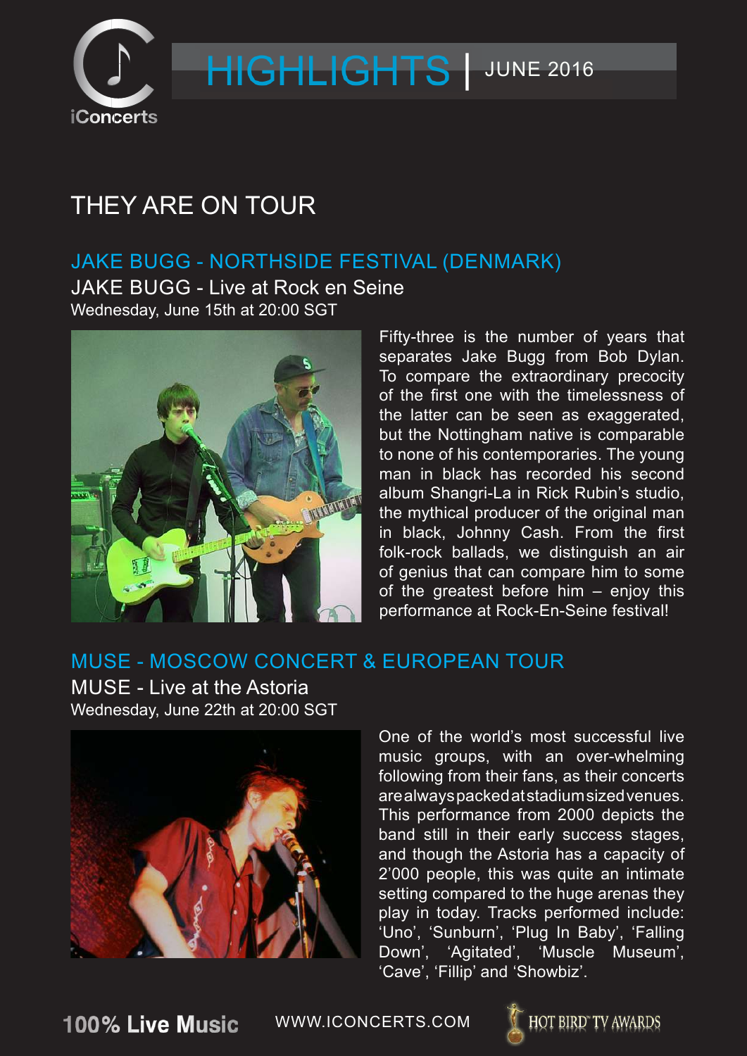# HIGHLIGHTS | JUNE 2016

## THEY ARE ON TOUR

### JAKE BUGG - NORTHSIDE FESTIVAL (DENMARK)

JAKE BUGG - Live at Rock en Seine

Wednesday, June 15th at 20:00 SGT

Fifty-three is the number of years that separates Jake Bugg from Bob Dylan. To compare the extraordinary precocity of the first one with the timelessness of the latter can be seen as exaggerated, but the Nottingham native is comparable to none of his contemporaries. The young man in black has recorded his second album Shangri-La in Rick Rubin's studio, the mythical producer of the original man in black, Johnny Cash. From the first folk-rock ballads, we distinguish an air of genius that can compare him to some of the greatest before him – enjoy this performance at Rock-En-Seine festival!

### MUSE - MOSCOW CONCERT & EUROPEAN TOUR

MUSE - Live at the Astoria

Wednesday, June 22th at 20:00 SGT

One of the world's most successful live music groups, with an over-whelming following from their fans, as their concerts are always packed at stadium sized venues. This performance from 2000 depicts the band still in their early success stages, and though the Astoria has a capacity of 2'000 people, this was quite an intimate setting compared to the huge arenas they play in today. Tracks performed include: 'Uno', 'Sunburn', 'Plug In Baby', 'Falling Down', 'Agitated', 'Muscle Museum', 'Cave', 'Fillip' and 'Showbiz'.

100% Live Music WWW.ICONCERTS.COM HOT BIRD TV AWARDS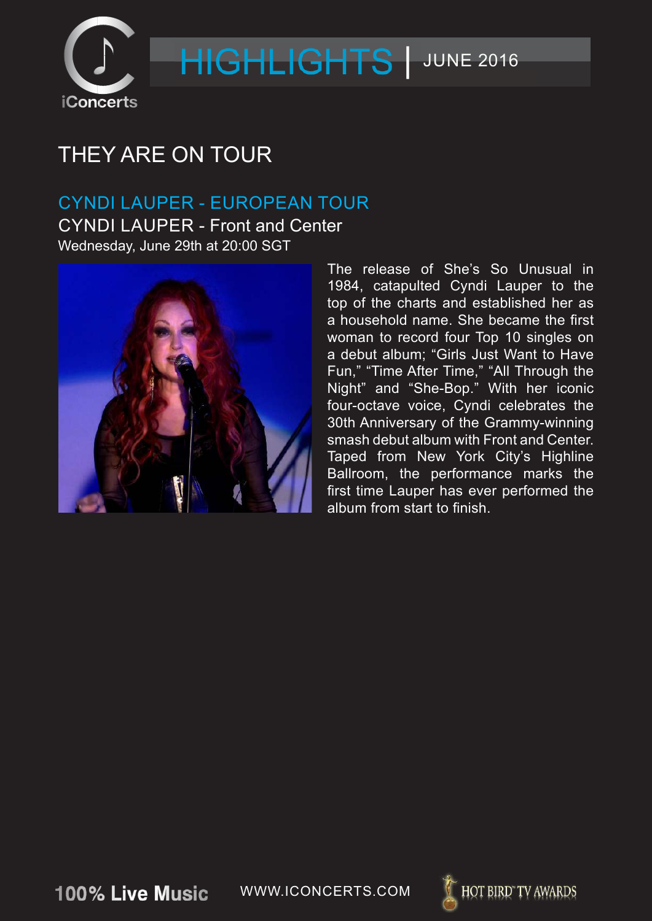# HIGHLIGHTS | JUNE 2016

## THEY ARE ON TOUR

### CYNDI LAUPER - EUROPEAN TOUR

CYNDI LAUPER - Front and Center

Wednesday, June 29th at 20:00 SGT

The release of She's So Unusual in 1984, catapulted Cyndi Lauper to the top of the charts and established her as a household name. She became the first woman to record four Top 10 singles on a debut album; "Girls Just Want to Have Fun," "Time After Time," "All Through the Night" and "She-Bop." With her iconic four-octave voice, Cyndi celebrates the 30th Anniversary of the Grammy-winning smash debut album with Front and Center. Taped from New York City's Highline Ballroom, the performance marks the first time Lauper has ever performed the album from start to finish.

100% Live Music WWW.ICONCERTS.COM HOT BIRD TV AWARDS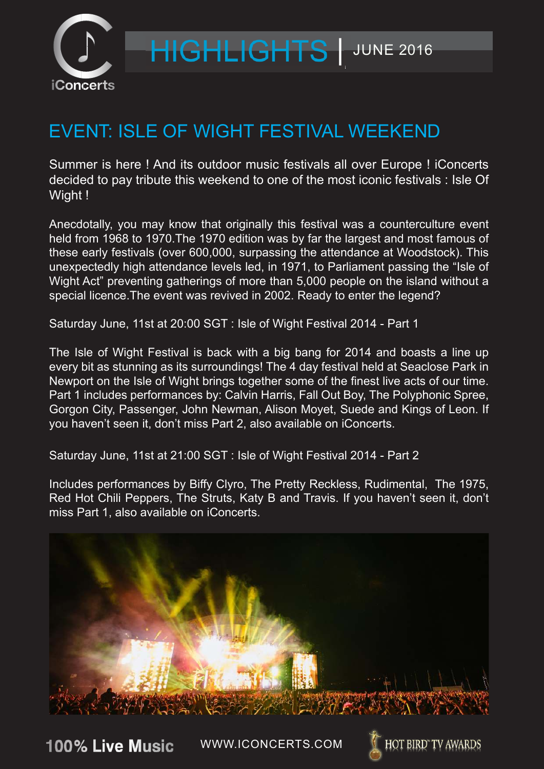# HIGHLIGHTS | JUNE 2016

## EVENT: ISLE OF WIGHT FESTIVAL WEEKEND

Summer is here ! And its outdoor music festivals all over Europe ! iConcerts decided to pay tribute this weekend to one of the most iconic festivals : Isle Of Wight !

Anecdotally, you may know that originally this festival was a counterculture event held from 1968 to 1970.The 1970 edition was by far the largest and most famous of these early festivals (over 600,000, surpassing the attendance at Woodstock). This unexpectedly high attendance levels led, in 1971, to Parliament passing the “Isle of Wight Act” preventing gatherings of more than 5,000 people on the island without a special licence.The event was revived in 2002. Ready to enter the legend?

Saturday June, 11st at 20:00 SGT : Isle of Wight Festival 2014 - Part 1

The Isle of Wight Festival is back with a big bang for 2014 and boasts a line up every bit as stunning as its surroundings! The 4 day festival held at Seaclose Park in Newport on the Isle of Wight brings together some of the finest live acts of our time. Part 1 includes performances by: Calvin Harris, Fall Out Boy, The Polyphonic Spree, Gorgon City, Passenger, John Newman, Alison Moyet, Suede and Kings of Leon. If you haven’t seen it, don’t miss Part 2, also available on iConcerts.

Saturday June, 11st at 21:00 SGT : Isle of Wight Festival 2014 - Part 2

Includes performances by Biffy Clyro, The Pretty Reckless, Rudimental, The 1975, Red Hot Chili Peppers, The Struts, Katy B and Travis. If you haven’t seen it, don’t miss Part 1, also available on iConcerts.

100% Live Music WWW.ICONCERTS.COM HOT BIRD TV AWARDS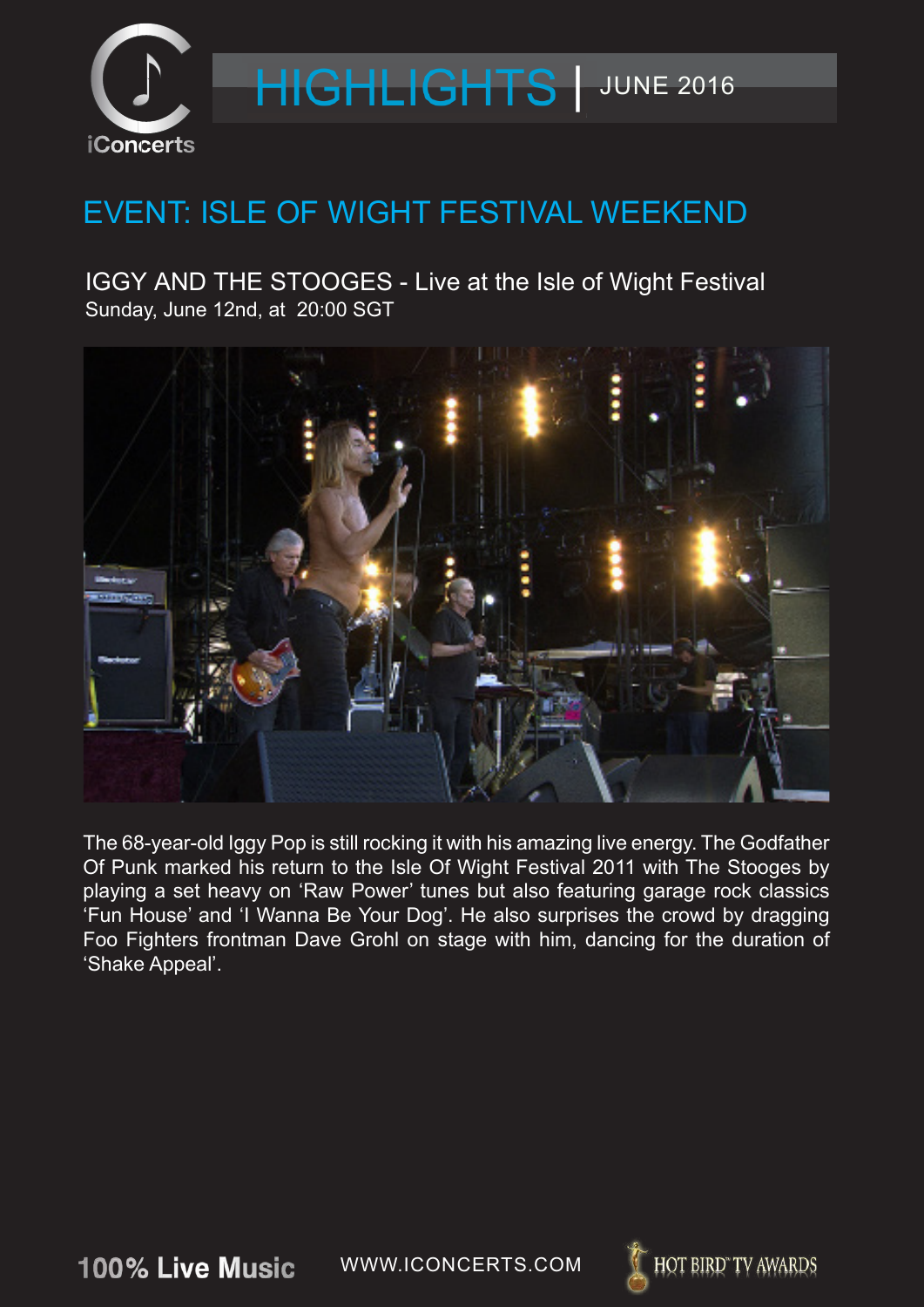# HIGHLIGHTS | JUNE 2016

## EVENT: ISLE OF WIGHT FESTIVAL WEEKEND

### IGGY AND THE STOOGES - Live at the Isle of Wight Festival

Sunday, June 12nd, at 20:00 SGT

The 68-year-old Iggy Pop is still rocking it with his amazing live energy. The Godfather Of Punk marked his return to the Isle Of Wight Festival 2011 with The Stooges by playing a set heavy on ‘Raw Power’ tunes but also featuring garage rock classics ‘Fun House’ and ‘I Wanna Be Your Dog’. He also surprises the crowd by dragging Foo Fighters frontman Dave Grohl on stage with him, dancing for the duration of ‘Shake Appeal’.

**100% Live Music** WWW.ICONCERTS.COM HOT BIRD TV AWARDS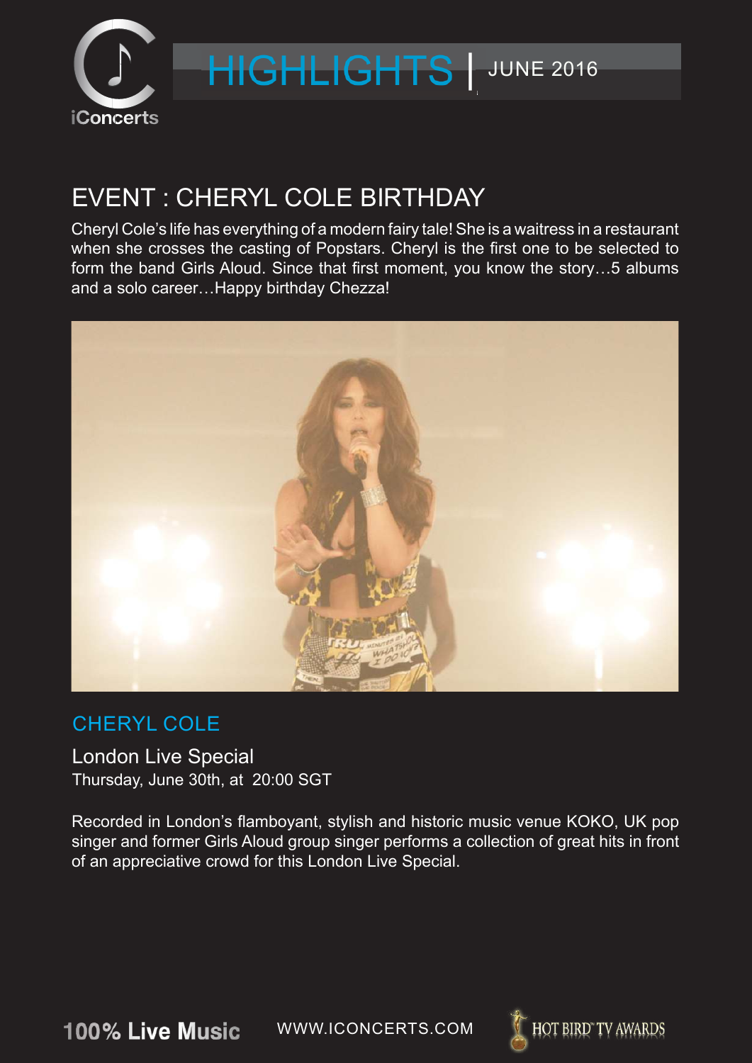# HIGHLIGHTS | JUNE 2016

## EVENT : CHERYL COLE BIRTHDAY

Cheryl Cole's life has everything of a modern fairy tale! She is a waitress in a restaurant when she crosses the casting of Popstars. Cheryl is the first one to be selected to form the band Girls Aloud. Since that first moment, you know the story…5 albums and a solo career…Happy birthday Chezza!

### CHERYL COLE

London Live Special
Thursday, June 30th, at 20:00 SGT

Recorded in London's flamboyant, stylish and historic music venue KOKO, UK pop singer and former Girls Aloud group singer performs a collection of great hits in front of an appreciative crowd for this London Live Special.

100% Live Music WWW.ICONCERTS.COM HOT BIRD TV AWARDS